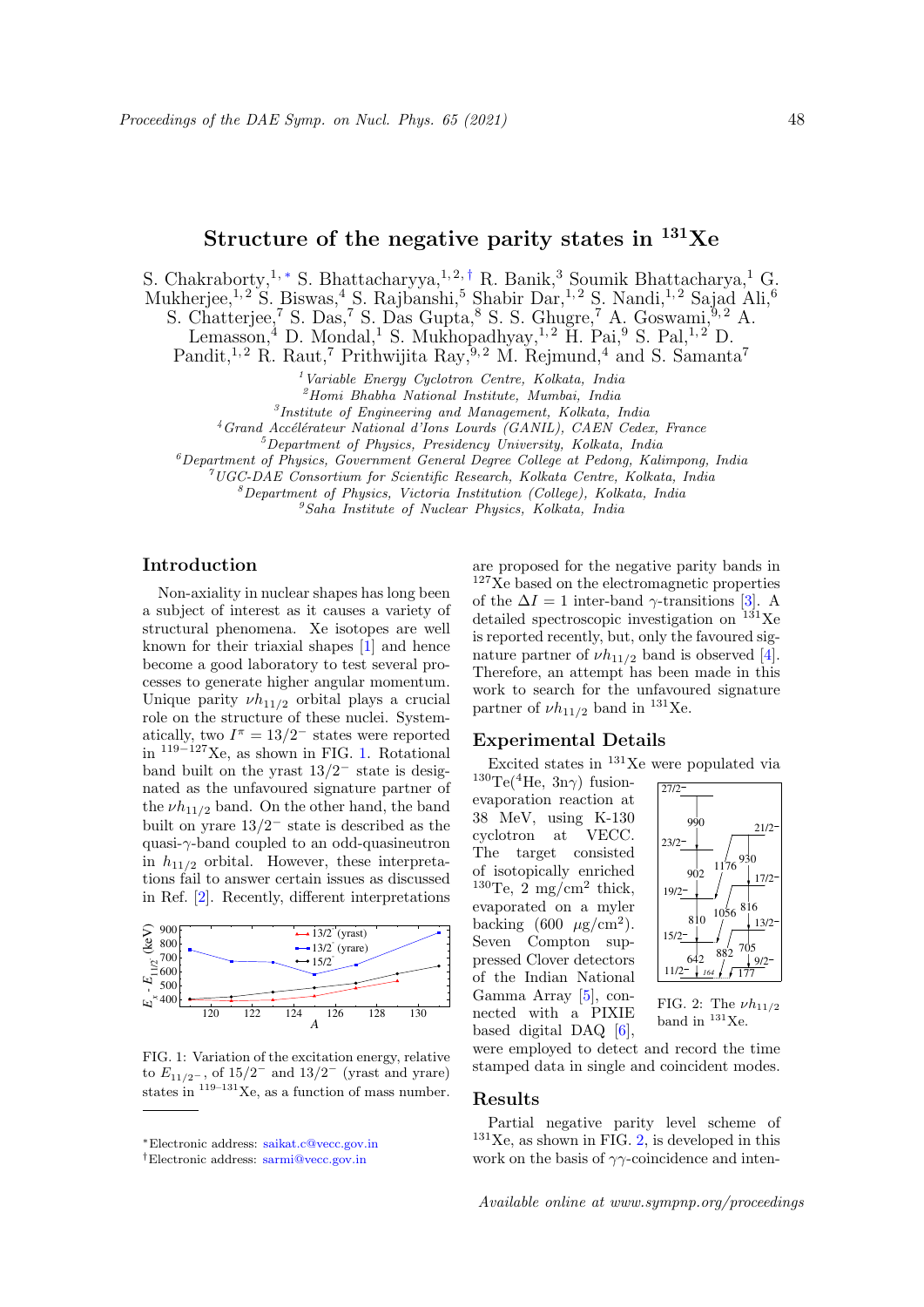# Structure of the negative parity states in $^{131}$Xe

S. Chakraborty,[1,*] S. Bhattacharyya,[1,2,†] R. Banik,[3] Soumik Bhattacharya,[1] G. Mukherjee,[1,2] S. Biswas,[4] S. Rajbanshi,[5] Shabir Dar,[1,2] S. Nandi,[1,2] Sajad Ali,[6] S. Chatterjee,[7] S. Das,[7] S. Das Gupta,[8] S. S. Ghugre,[7] A. Goswami,[9,2] A. Lemasson,[4] D. Mondal,[1] S. Mukhopadhyay,[1,2] H. Pai,[9] S. Pal,[1,2] D. Pandit,[1,2] R. Raut,[7] Prithwijita Ray,[9,2] M. Rejmund,[4] and S. Samanta[7]

[1] *Variable Energy Cyclotron Centre, Kolkata, India*
[2] *Homi Bhabha National Institute, Mumbai, India*
[3] *Institute of Engineering and Management, Kolkata, India*
[4] *Grand Accélérateur National d'Ions Lourds (GANIL), CAEN Cedex, France*
[5] *Department of Physics, Presidency University, Kolkata, India*
[6] *Department of Physics, Government General Degree College at Pedong, Kalimpong, India*
[7] *UGC-DAE Consortium for Scientific Research, Kolkata Centre, Kolkata, India*
[8] *Department of Physics, Victoria Institution (College), Kolkata, India*
[9] *Saha Institute of Nuclear Physics, Kolkata, India*

## Introduction

Non-axiality in nuclear shapes has long been a subject of interest as it causes a variety of structural phenomena. Xe isotopes are well known for their triaxial shapes [1] and hence become a good laboratory to test several processes to generate higher angular momentum. Unique parity $\nu h_{11/2}$ orbital plays a crucial role on the structure of these nuclei. Systematically, two $I^{\pi} = 13/2^{-}$ states were reported in $^{119-127}$Xe, as shown in FIG. 1. Rotational band built on the yrast $13/2^{-}$ state is designated as the unfavoured signature partner of the $\nu h_{11/2}$ band. On the other hand, the band built on yrare $13/2^{-}$ state is described as the quasi-$\gamma$-band coupled to an odd-quasineutron in $h_{11/2}$ orbital. However, these interpretations fail to answer certain issues as discussed in Ref. [2]. Recently, different interpretations are proposed for the negative parity bands in $^{127}$Xe based on the electromagnetic properties of the $\Delta I = 1$ inter-band $\gamma$-transitions [3]. A detailed spectroscopic investigation on $^{131}$Xe is reported recently, but, only the favoured signature partner of $\nu h_{11/2}$ band is observed [4]. Therefore, an attempt has been made in this work to search for the unfavoured signature partner of $\nu h_{11/2}$ band in $^{131}$Xe.

FIG. 1: Variation of the excitation energy, relative to $E_{11/2^-}$, of $15/2^-$ and $13/2^-$ (yrast and yrare) states in $^{119-131}$Xe, as a function of mass number.

## Experimental Details

Excited states in $^{131}$Xe were populated via $^{130}$Te($^{4}$He, 3n$\gamma$) fusion-evaporation reaction at 38 MeV, using K-130 cyclotron at VECC. The target consisted of isotopically enriched $^{130}$Te, 2 mg/cm$^2$ thick, evaporated on a myler backing (600 $\mu$g/cm$^2$). Seven Compton suppressed Clover detectors of the Indian National Gamma Array [5], connected with a PIXIE based digital DAQ [6], were employed to detect and record the time stamped data in single and coincident modes.

FIG. 2: The $\nu h_{11/2}$ band in $^{131}$Xe.

## Results

Partial negative parity level scheme of $^{131}$Xe, as shown in FIG. 2, is developed in this work on the basis of $\gamma\gamma$-coincidence and inten-

*Electronic address: saikat.c@vecc.gov.in
†Electronic address: sarmi@vecc.gov.in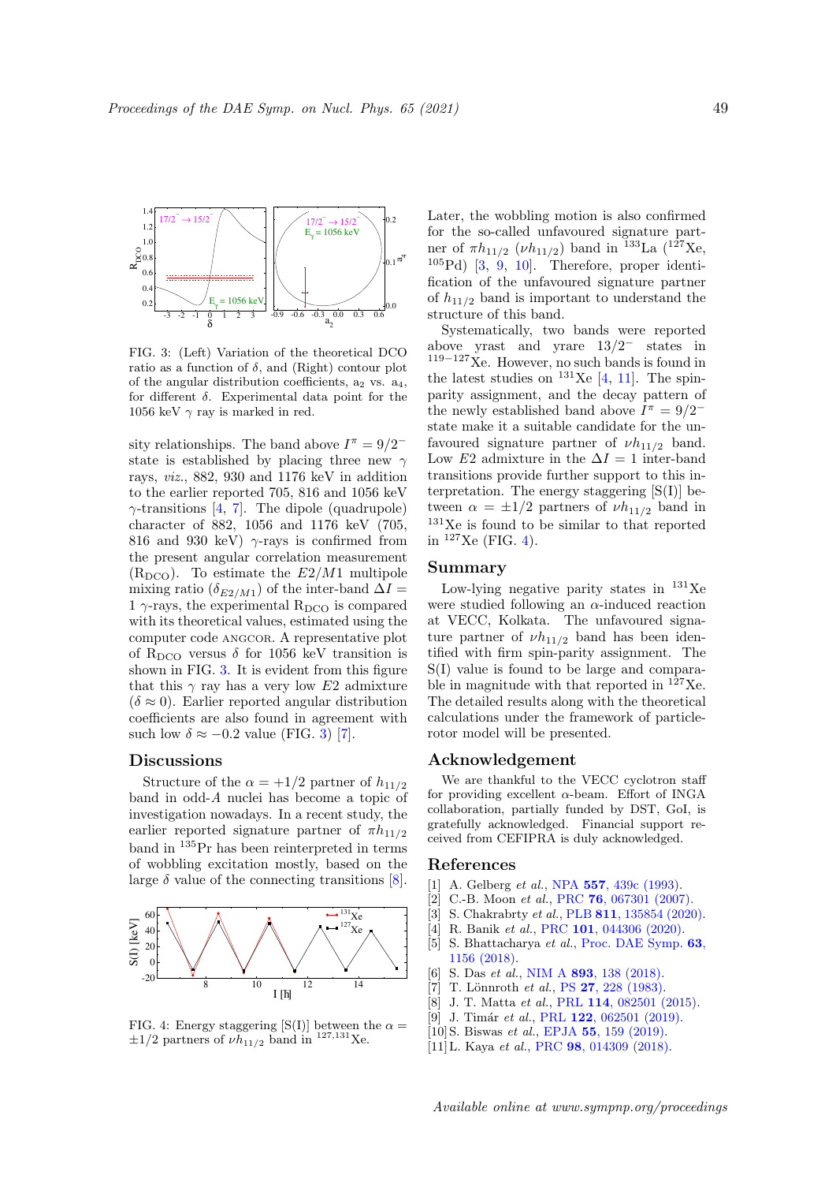17/2⁻ → 15/2⁻

$R_{DCO}$

$E_\gamma$ = 1056 keV

δ

17/2⁻ → 15/2⁻

$E_\gamma$ = 1056 keV

$a_2$

$a_4$

FIG. 3: (Left) Variation of the theoretical DCO ratio as a function of $\delta$, and (Right) contour plot of the angular distribution coefficients, $a_2$ vs. $a_4$, for different $\delta$. Experimental data point for the 1056 keV $\gamma$ ray is marked in red.

sity relationships. The band above $I^\pi = 9/2^-$ state is established by placing three new $\gamma$ rays, *viz.*, 882, 930 and 1176 keV in addition to the earlier reported 705, 816 and 1056 keV $\gamma$-transitions [4, 7]. The dipole (quadrupole) character of 882, 1056 and 1176 keV (705, 816 and 930 keV) $\gamma$-rays is confirmed from the present angular correlation measurement ($R_{DCO}$). To estimate the $E2/M1$ multipole mixing ratio ($\delta_{E2/M1}$) of the inter-band $\Delta I = 1$ $\gamma$-rays, the experimental $R_{DCO}$ is compared with its theoretical values, estimated using the computer code ANGCOR. A representative plot of $R_{DCO}$ versus $\delta$ for 1056 keV transition is shown in FIG. 3. It is evident from this figure that this $\gamma$ ray has a very low $E2$ admixture ($\delta \approx 0$). Earlier reported angular distribution coefficients are also found in agreement with such low $\delta \approx -0.2$ value (FIG. 3) [7].

## Discussions

Structure of the $\alpha = +1/2$ partner of $h_{11/2}$ band in odd-$A$ nuclei has become a topic of investigation nowadays. In a recent study, the earlier reported signature partner of $\pi h_{11/2}$ band in $^{135}$Pr has been reinterpreted in terms of wobbling excitation mostly, based on the large $\delta$ value of the connecting transitions [8].

S(I) [keV]

I [ħ]

$^{131}$Xe

$^{127}$Xe

FIG. 4: Energy staggering [S(I)] between the $\alpha = \pm 1/2$ partners of $\nu h_{11/2}$ band in $^{127,131}$Xe.

Later, the wobbling motion is also confirmed for the so-called unfavoured signature partner of $\pi h_{11/2}$ ($\nu h_{11/2}$) band in $^{133}$La ($^{127}$Xe, $^{105}$Pd) [3, 9, 10]. Therefore, proper identification of the unfavoured signature partner of $h_{11/2}$ band is important to understand the structure of this band.

Systematically, two bands were reported above yrast and yrare $13/2^-$ states in $^{119-127}$Xe. However, no such bands is found in the latest studies on $^{131}$Xe [4, 11]. The spin-parity assignment, and the decay pattern of the newly established band above $I^\pi = 9/2^-$ state make it a suitable candidate for the unfavoured signature partner of $\nu h_{11/2}$ band. Low $E2$ admixture in the $\Delta I = 1$ inter-band transitions provide further support to this interpretation. The energy staggering [S(I)] between $\alpha = \pm 1/2$ partners of $\nu h_{11/2}$ band in $^{131}$Xe is found to be similar to that reported in $^{127}$Xe (FIG. 4).

## Summary

Low-lying negative parity states in $^{131}$Xe were studied following an $\alpha$-induced reaction at VECC, Kolkata. The unfavoured signature partner of $\nu h_{11/2}$ band has been identified with firm spin-parity assignment. The S(I) value is found to be large and comparable in magnitude with that reported in $^{127}$Xe. The detailed results along with the theoretical calculations under the framework of particle-rotor model will be presented.

## Acknowledgement

We are thankful to the VECC cyclotron staff for providing excellent $\alpha$-beam. Effort of INGA collaboration, partially funded by DST, GoI, is gratefully acknowledged. Financial support received from CEFIPRA is duly acknowledged.

## References

[1] A. Gelberg *et al.*, NPA **557**, 439c (1993).
[2] C.-B. Moon *et al.*, PRC **76**, 067301 (2007).
[3] S. Chakrabrty *et al.*, PLB **811**, 135854 (2020).
[4] R. Banik *et al.*, PRC **101**, 044306 (2020).
[5] S. Bhattacharya *et al.*, Proc. DAE Symp. **63**, 1156 (2018).
[6] S. Das *et al.*, NIM A **893**, 138 (2018).
[7] T. Lönnroth *et al.*, PS **27**, 228 (1983).
[8] J. T. Matta *et al.*, PRL **114**, 082501 (2015).
[9] J. Timár *et al.*, PRL **122**, 062501 (2019).
[10] S. Biswas *et al.*, EPJA **55**, 159 (2019).
[11] L. Kaya *et al.*, PRC **98**, 014309 (2018).